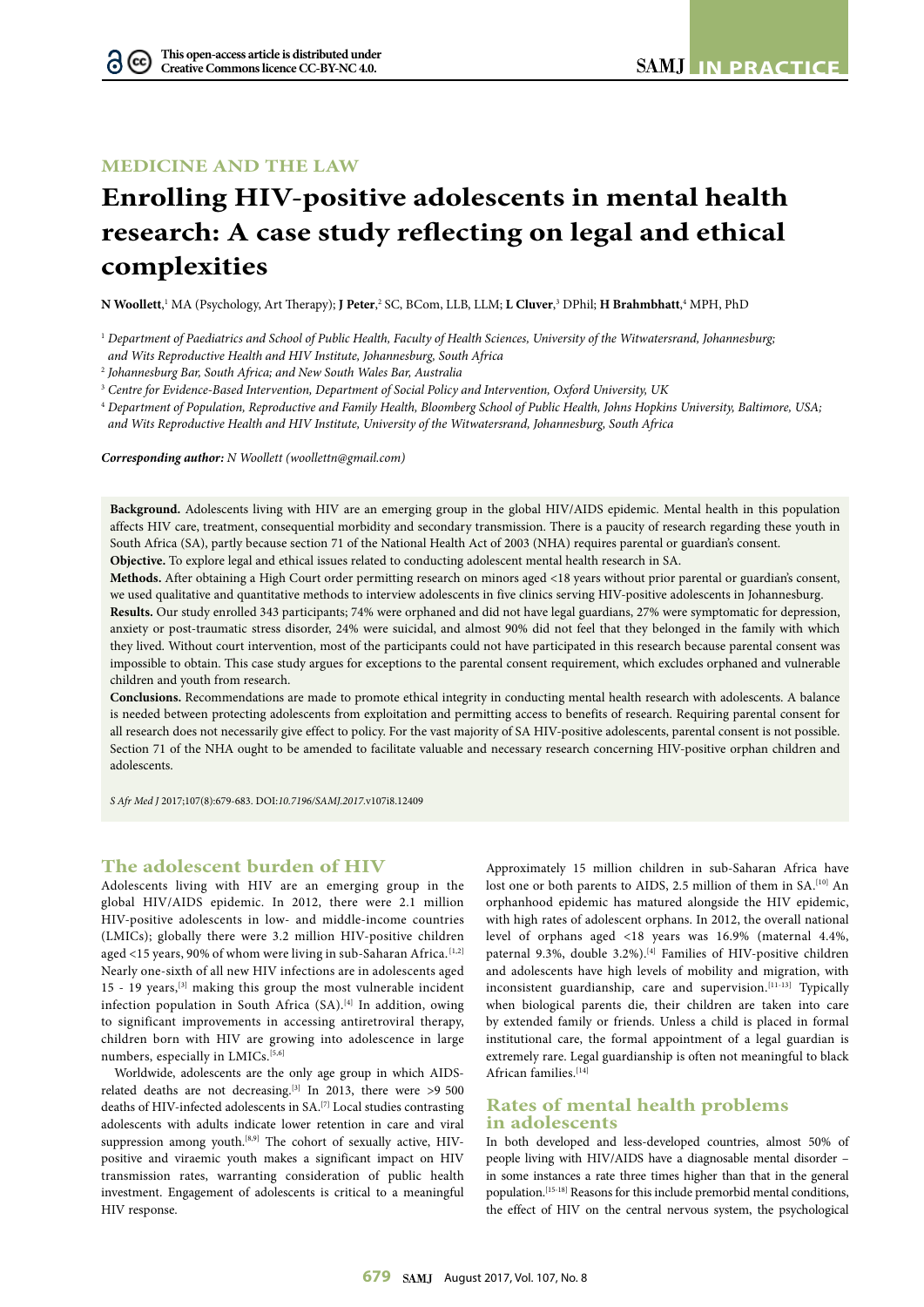MEDICINE AND THE LAW

# Enrolling HIV-positive adolescents in mental health research: A case study reflecting on legal and ethical complexities

**N Woollett**,[1] MA (Psychology, Art Therapy); **J Peter**,[2] SC, BCom, LLB, LLM; **L Cluver**,[3] DPhil; **H Brahmbhatt**,[4] MPH, PhD

[1] *Department of Paediatrics and School of Public Health, Faculty of Health Sciences, University of the Witwatersrand, Johannesburg; and Wits Reproductive Health and HIV Institute, Johannesburg, South Africa*

[2] *Johannesburg Bar, South Africa; and New South Wales Bar, Australia*

[3] *Centre for Evidence-Based Intervention, Department of Social Policy and Intervention, Oxford University, UK*

[4] *Department of Population, Reproductive and Family Health, Bloomberg School of Public Health, Johns Hopkins University, Baltimore, USA; and Wits Reproductive Health and HIV Institute, University of the Witwatersrand, Johannesburg, South Africa*

***Corresponding author:*** *N Woollett (woollettn@gmail.com)*

**Background.** Adolescents living with HIV are an emerging group in the global HIV/AIDS epidemic. Mental health in this population affects HIV care, treatment, consequential morbidity and secondary transmission. There is a paucity of research regarding these youth in South Africa (SA), partly because section 71 of the National Health Act of 2003 (NHA) requires parental or guardian's consent.

**Objective.** To explore legal and ethical issues related to conducting adolescent mental health research in SA.

**Methods.** After obtaining a High Court order permitting research on minors aged <18 years without prior parental or guardian's consent, we used qualitative and quantitative methods to interview adolescents in five clinics serving HIV-positive adolescents in Johannesburg.

**Results.** Our study enrolled 343 participants; 74% were orphaned and did not have legal guardians, 27% were symptomatic for depression, anxiety or post-traumatic stress disorder, 24% were suicidal, and almost 90% did not feel that they belonged in the family with which they lived. Without court intervention, most of the participants could not have participated in this research because parental consent was impossible to obtain. This case study argues for exceptions to the parental consent requirement, which excludes orphaned and vulnerable children and youth from research.

**Conclusions.** Recommendations are made to promote ethical integrity in conducting mental health research with adolescents. A balance is needed between protecting adolescents from exploitation and permitting access to benefits of research. Requiring parental consent for all research does not necessarily give effect to policy. For the vast majority of SA HIV-positive adolescents, parental consent is not possible. Section 71 of the NHA ought to be amended to facilitate valuable and necessary research concerning HIV-positive orphan children and adolescents.

*S Afr Med J* 2017;107(8):679-683. DOI:*10.7196/SAMJ.2017*.v107i8.12409

## The adolescent burden of HIV

Adolescents living with HIV are an emerging group in the global HIV/AIDS epidemic. In 2012, there were 2.1 million HIV-positive adolescents in low- and middle-income countries (LMICs); globally there were 3.2 million HIV-positive children aged <15 years, 90% of whom were living in sub-Saharan Africa.[1,2] Nearly one-sixth of all new HIV infections are in adolescents aged 15 - 19 years,[3] making this group the most vulnerable incident infection population in South Africa (SA).[4] In addition, owing to significant improvements in accessing antiretroviral therapy, children born with HIV are growing into adolescence in large numbers, especially in LMICs.[5,6]

Worldwide, adolescents are the only age group in which AIDS-related deaths are not decreasing.[3] In 2013, there were >9 500 deaths of HIV-infected adolescents in SA.[7] Local studies contrasting adolescents with adults indicate lower retention in care and viral suppression among youth.[8,9] The cohort of sexually active, HIV-positive and viraemic youth makes a significant impact on HIV transmission rates, warranting consideration of public health investment. Engagement of adolescents is critical to a meaningful HIV response.

Approximately 15 million children in sub-Saharan Africa have lost one or both parents to AIDS, 2.5 million of them in SA.[10] An orphanhood epidemic has matured alongside the HIV epidemic, with high rates of adolescent orphans. In 2012, the overall national level of orphans aged <18 years was 16.9% (maternal 4.4%, paternal 9.3%, double 3.2%).[4] Families of HIV-positive children and adolescents have high levels of mobility and migration, with inconsistent guardianship, care and supervision.[11-13] Typically when biological parents die, their children are taken into care by extended family or friends. Unless a child is placed in formal institutional care, the formal appointment of a legal guardian is extremely rare. Legal guardianship is often not meaningful to black African families.[14]

## Rates of mental health problems in adolescents

In both developed and less-developed countries, almost 50% of people living with HIV/AIDS have a diagnosable mental disorder – in some instances a rate three times higher than that in the general population.[15-18] Reasons for this include premorbid mental conditions, the effect of HIV on the central nervous system, the psychological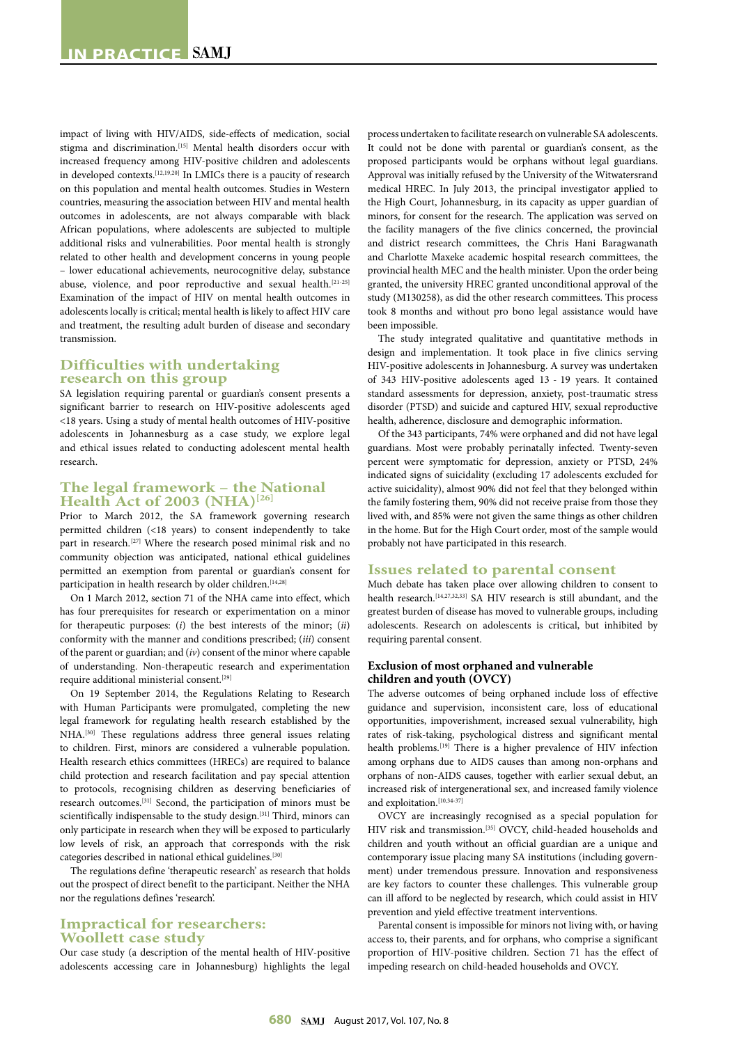impact of living with HIV/AIDS, side-effects of medication, social stigma and discrimination.[15] Mental health disorders occur with increased frequency among HIV-positive children and adolescents in developed contexts.[12,19,20] In LMICs there is a paucity of research on this population and mental health outcomes. Studies in Western countries, measuring the association between HIV and mental health outcomes in adolescents, are not always comparable with black African populations, where adolescents are subjected to multiple additional risks and vulnerabilities. Poor mental health is strongly related to other health and development concerns in young people – lower educational achievements, neurocognitive delay, substance abuse, violence, and poor reproductive and sexual health.[21-25] Examination of the impact of HIV on mental health outcomes in adolescents locally is critical; mental health is likely to affect HIV care and treatment, the resulting adult burden of disease and secondary transmission.

## Difficulties with undertaking research on this group

SA legislation requiring parental or guardian's consent presents a significant barrier to research on HIV-positive adolescents aged <18 years. Using a study of mental health outcomes of HIV-positive adolescents in Johannesburg as a case study, we explore legal and ethical issues related to conducting adolescent mental health research.

## The legal framework – the National Health Act of 2003 (NHA)[26]

Prior to March 2012, the SA framework governing research permitted children (<18 years) to consent independently to take part in research.[27] Where the research posed minimal risk and no community objection was anticipated, national ethical guidelines permitted an exemption from parental or guardian's consent for participation in health research by older children.[14,28]

On 1 March 2012, section 71 of the NHA came into effect, which has four prerequisites for research or experimentation on a minor for therapeutic purposes: (*i*) the best interests of the minor; (*ii*) conformity with the manner and conditions prescribed; (*iii*) consent of the parent or guardian; and (*iv*) consent of the minor where capable of understanding. Non-therapeutic research and experimentation require additional ministerial consent.[29]

On 19 September 2014, the Regulations Relating to Research with Human Participants were promulgated, completing the new legal framework for regulating health research established by the NHA.[30] These regulations address three general issues relating to children. First, minors are considered a vulnerable population. Health research ethics committees (HRECs) are required to balance child protection and research facilitation and pay special attention to protocols, recognising children as deserving beneficiaries of research outcomes.[31] Second, the participation of minors must be scientifically indispensable to the study design.[31] Third, minors can only participate in research when they will be exposed to particularly low levels of risk, an approach that corresponds with the risk categories described in national ethical guidelines.[30]

The regulations define 'therapeutic research' as research that holds out the prospect of direct benefit to the participant. Neither the NHA nor the regulations defines 'research'.

## Impractical for researchers: Woollett case study

Our case study (a description of the mental health of HIV-positive adolescents accessing care in Johannesburg) highlights the legal process undertaken to facilitate research on vulnerable SA adolescents. It could not be done with parental or guardian's consent, as the proposed participants would be orphans without legal guardians. Approval was initially refused by the University of the Witwatersrand medical HREC. In July 2013, the principal investigator applied to the High Court, Johannesburg, in its capacity as upper guardian of minors, for consent for the research. The application was served on the facility managers of the five clinics concerned, the provincial and district research committees, the Chris Hani Baragwanath and Charlotte Maxeke academic hospital research committees, the provincial health MEC and the health minister. Upon the order being granted, the university HREC granted unconditional approval of the study (M130258), as did the other research committees. This process took 8 months and without pro bono legal assistance would have been impossible.

The study integrated qualitative and quantitative methods in design and implementation. It took place in five clinics serving HIV-positive adolescents in Johannesburg. A survey was undertaken of 343 HIV-positive adolescents aged 13 - 19 years. It contained standard assessments for depression, anxiety, post-traumatic stress disorder (PTSD) and suicide and captured HIV, sexual reproductive health, adherence, disclosure and demographic information.

Of the 343 participants, 74% were orphaned and did not have legal guardians. Most were probably perinatally infected. Twenty-seven percent were symptomatic for depression, anxiety or PTSD, 24% indicated signs of suicidality (excluding 17 adolescents excluded for active suicidality), almost 90% did not feel that they belonged within the family fostering them, 90% did not receive praise from those they lived with, and 85% were not given the same things as other children in the home. But for the High Court order, most of the sample would probably not have participated in this research.

## Issues related to parental consent

Much debate has taken place over allowing children to consent to health research.[14,27,32,33] SA HIV research is still abundant, and the greatest burden of disease has moved to vulnerable groups, including adolescents. Research on adolescents is critical, but inhibited by requiring parental consent.

### Exclusion of most orphaned and vulnerable children and youth (OVCY)

The adverse outcomes of being orphaned include loss of effective guidance and supervision, inconsistent care, loss of educational opportunities, impoverishment, increased sexual vulnerability, high rates of risk-taking, psychological distress and significant mental health problems.[19] There is a higher prevalence of HIV infection among orphans due to AIDS causes than among non-orphans and orphans of non-AIDS causes, together with earlier sexual debut, an increased risk of intergenerational sex, and increased family violence and exploitation.[10,34-37]

OVCY are increasingly recognised as a special population for HIV risk and transmission.[35] OVCY, child-headed households and children and youth without an official guardian are a unique and contemporary issue placing many SA institutions (including government) under tremendous pressure. Innovation and responsiveness are key factors to counter these challenges. This vulnerable group can ill afford to be neglected by research, which could assist in HIV prevention and yield effective treatment interventions.

Parental consent is impossible for minors not living with, or having access to, their parents, and for orphans, who comprise a significant proportion of HIV-positive children. Section 71 has the effect of impeding research on child-headed households and OVCY.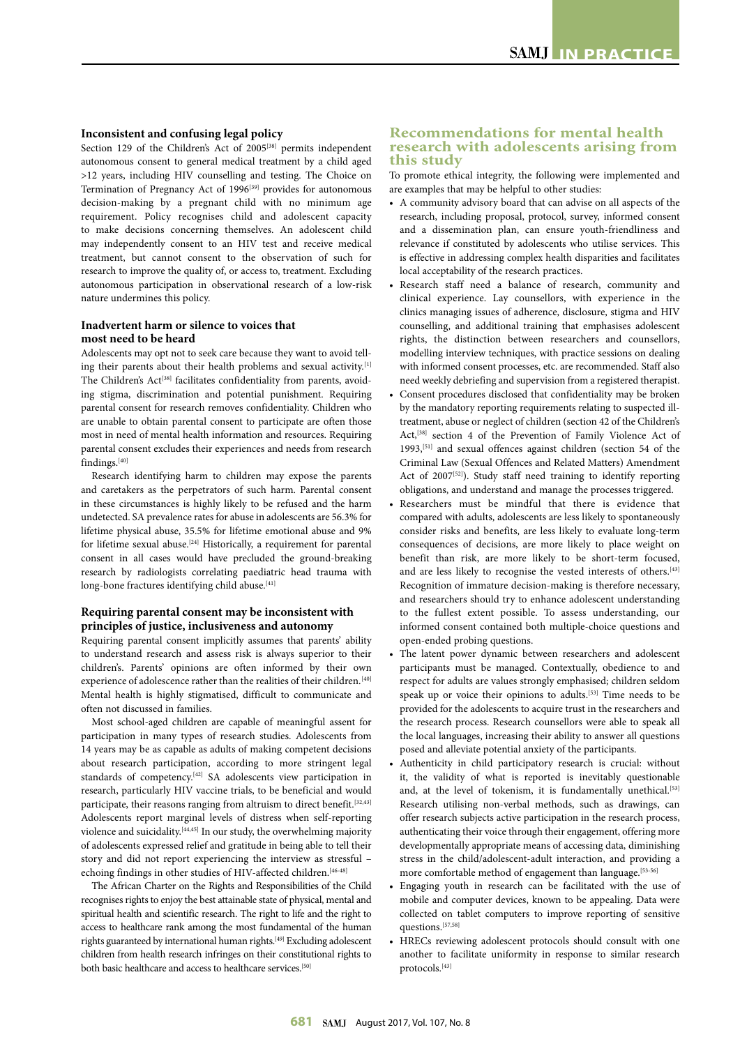### Inconsistent and confusing legal policy

Section 129 of the Children's Act of 2005[38] permits independent autonomous consent to general medical treatment by a child aged >12 years, including HIV counselling and testing. The Choice on Termination of Pregnancy Act of 1996[39] provides for autonomous decision-making by a pregnant child with no minimum age requirement. Policy recognises child and adolescent capacity to make decisions concerning themselves. An adolescent child may independently consent to an HIV test and receive medical treatment, but cannot consent to the observation of such for research to improve the quality of, or access to, treatment. Excluding autonomous participation in observational research of a low-risk nature undermines this policy.

### Inadvertent harm or silence to voices that most need to be heard

Adolescents may opt not to seek care because they want to avoid telling their parents about their health problems and sexual activity.[1] The Children's Act[38] facilitates confidentiality from parents, avoiding stigma, discrimination and potential punishment. Requiring parental consent for research removes confidentiality. Children who are unable to obtain parental consent to participate are often those most in need of mental health information and resources. Requiring parental consent excludes their experiences and needs from research findings.[40]

Research identifying harm to children may expose the parents and caretakers as the perpetrators of such harm. Parental consent in these circumstances is highly likely to be refused and the harm undetected. SA prevalence rates for abuse in adolescents are 56.3% for lifetime physical abuse, 35.5% for lifetime emotional abuse and 9% for lifetime sexual abuse.[24] Historically, a requirement for parental consent in all cases would have precluded the ground-breaking research by radiologists correlating paediatric head trauma with long-bone fractures identifying child abuse.[41]

### Requiring parental consent may be inconsistent with principles of justice, inclusiveness and autonomy

Requiring parental consent implicitly assumes that parents' ability to understand research and assess risk is always superior to their children's. Parents' opinions are often informed by their own experience of adolescence rather than the realities of their children.[40] Mental health is highly stigmatised, difficult to communicate and often not discussed in families.

Most school-aged children are capable of meaningful assent for participation in many types of research studies. Adolescents from 14 years may be as capable as adults of making competent decisions about research participation, according to more stringent legal standards of competency.[42] SA adolescents view participation in research, particularly HIV vaccine trials, to be beneficial and would participate, their reasons ranging from altruism to direct benefit.[32,43] Adolescents report marginal levels of distress when self-reporting violence and suicidality.[44,45] In our study, the overwhelming majority of adolescents expressed relief and gratitude in being able to tell their story and did not report experiencing the interview as stressful – echoing findings in other studies of HIV-affected children.[46-48]

The African Charter on the Rights and Responsibilities of the Child recognises rights to enjoy the best attainable state of physical, mental and spiritual health and scientific research. The right to life and the right to access to healthcare rank among the most fundamental of the human rights guaranteed by international human rights.[49] Excluding adolescent children from health research infringes on their constitutional rights to both basic healthcare and access to healthcare services.[50]

## Recommendations for mental health research with adolescents arising from this study

To promote ethical integrity, the following were implemented and are examples that may be helpful to other studies:

- A community advisory board that can advise on all aspects of the research, including proposal, protocol, survey, informed consent and a dissemination plan, can ensure youth-friendliness and relevance if constituted by adolescents who utilise services. This is effective in addressing complex health disparities and facilitates local acceptability of the research practices.
- Research staff need a balance of research, community and clinical experience. Lay counsellors, with experience in the clinics managing issues of adherence, disclosure, stigma and HIV counselling, and additional training that emphasises adolescent rights, the distinction between researchers and counsellors, modelling interview techniques, with practice sessions on dealing with informed consent processes, etc. are recommended. Staff also need weekly debriefing and supervision from a registered therapist.
- Consent procedures disclosed that confidentiality may be broken by the mandatory reporting requirements relating to suspected ill-treatment, abuse or neglect of children (section 42 of the Children's Act,[38] section 4 of the Prevention of Family Violence Act of 1993,[51] and sexual offences against children (section 54 of the Criminal Law (Sexual Offences and Related Matters) Amendment Act of 2007[52]). Study staff need training to identify reporting obligations, and understand and manage the processes triggered.
- Researchers must be mindful that there is evidence that compared with adults, adolescents are less likely to spontaneously consider risks and benefits, are less likely to evaluate long-term consequences of decisions, are more likely to place weight on benefit than risk, are more likely to be short-term focused, and are less likely to recognise the vested interests of others.[43] Recognition of immature decision-making is therefore necessary, and researchers should try to enhance adolescent understanding to the fullest extent possible. To assess understanding, our informed consent contained both multiple-choice questions and open-ended probing questions.
- The latent power dynamic between researchers and adolescent participants must be managed. Contextually, obedience to and respect for adults are values strongly emphasised; children seldom speak up or voice their opinions to adults.[53] Time needs to be provided for the adolescents to acquire trust in the researchers and the research process. Research counsellors were able to speak all the local languages, increasing their ability to answer all questions posed and alleviate potential anxiety of the participants.
- Authenticity in child participatory research is crucial: without it, the validity of what is reported is inevitably questionable and, at the level of tokenism, it is fundamentally unethical.[53] Research utilising non-verbal methods, such as drawings, can offer research subjects active participation in the research process, authenticating their voice through their engagement, offering more developmentally appropriate means of accessing data, diminishing stress in the child/adolescent-adult interaction, and providing a more comfortable method of engagement than language.[53-56]
- Engaging youth in research can be facilitated with the use of mobile and computer devices, known to be appealing. Data were collected on tablet computers to improve reporting of sensitive questions.[57,58]
- HRECs reviewing adolescent protocols should consult with one another to facilitate uniformity in response to similar research protocols.[43]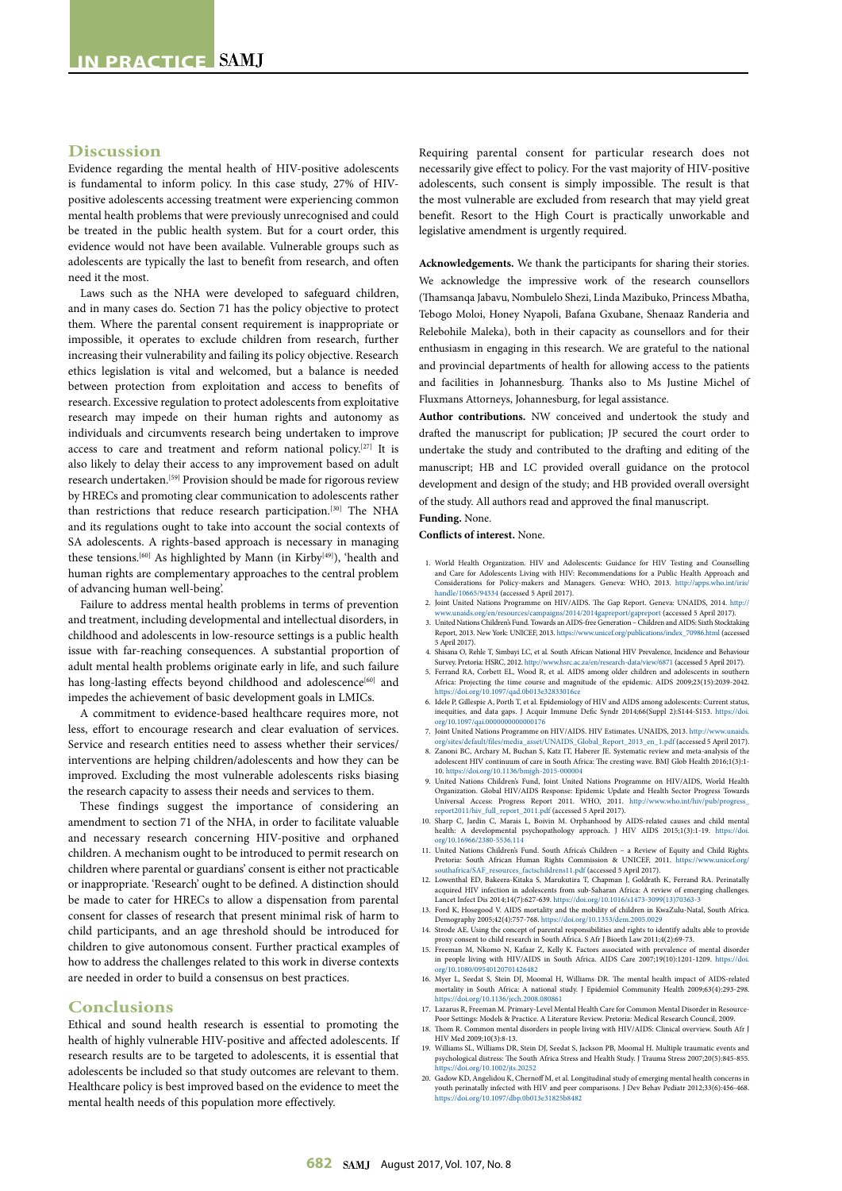## Discussion

Evidence regarding the mental health of HIV-positive adolescents is fundamental to inform policy. In this case study, 27% of HIV-positive adolescents accessing treatment were experiencing common mental health problems that were previously unrecognised and could be treated in the public health system. But for a court order, this evidence would not have been available. Vulnerable groups such as adolescents are typically the last to benefit from research, and often need it the most.

Laws such as the NHA were developed to safeguard children, and in many cases do. Section 71 has the policy objective to protect them. Where the parental consent requirement is inappropriate or impossible, it operates to exclude children from research, further increasing their vulnerability and failing its policy objective. Research ethics legislation is vital and welcomed, but a balance is needed between protection from exploitation and access to benefits of research. Excessive regulation to protect adolescents from exploitative research may impede on their human rights and autonomy as individuals and circumvents research being undertaken to improve access to care and treatment and reform national policy.[27] It is also likely to delay their access to any improvement based on adult research undertaken.[59] Provision should be made for rigorous review by HRECs and promoting clear communication to adolescents rather than restrictions that reduce research participation.[30] The NHA and its regulations ought to take into account the social contexts of SA adolescents. A rights-based approach is necessary in managing these tensions.[60] As highlighted by Mann (in Kirby[49]), 'health and human rights are complementary approaches to the central problem of advancing human well-being'.

Failure to address mental health problems in terms of prevention and treatment, including developmental and intellectual disorders, in childhood and adolescents in low-resource settings is a public health issue with far-reaching consequences. A substantial proportion of adult mental health problems originate early in life, and such failure has long-lasting effects beyond childhood and adolescence[60] and impedes the achievement of basic development goals in LMICs.

A commitment to evidence-based healthcare requires more, not less, effort to encourage research and clear evaluation of services. Service and research entities need to assess whether their services/interventions are helping children/adolescents and how they can be improved. Excluding the most vulnerable adolescents risks biasing the research capacity to assess their needs and services to them.

These findings suggest the importance of considering an amendment to section 71 of the NHA, in order to facilitate valuable and necessary research concerning HIV-positive and orphaned children. A mechanism ought to be introduced to permit research on children where parental or guardians' consent is either not practicable or inappropriate. 'Research' ought to be defined. A distinction should be made to cater for HRECs to allow a dispensation from parental consent for classes of research that present minimal risk of harm to child participants, and an age threshold should be introduced for children to give autonomous consent. Further practical examples of how to address the challenges related to this work in diverse contexts are needed in order to build a consensus on best practices.

## Conclusions

Ethical and sound health research is essential to promoting the health of highly vulnerable HIV-positive and affected adolescents. If research results are to be targeted to adolescents, it is essential that adolescents be included so that study outcomes are relevant to them. Healthcare policy is best improved based on the evidence to meet the mental health needs of this population more effectively.

Requiring parental consent for particular research does not necessarily give effect to policy. For the vast majority of HIV-positive adolescents, such consent is simply impossible. The result is that the most vulnerable are excluded from research that may yield great benefit. Resort to the High Court is practically unworkable and legislative amendment is urgently required.

**Acknowledgements.** We thank the participants for sharing their stories. We acknowledge the impressive work of the research counsellors (Thamsanqa Jabavu, Nombulelo Shezi, Linda Mazibuko, Princess Mbatha, Tebogo Moloi, Honey Nyapoli, Bafana Gxubane, Shenaaz Randeria and Relebohile Maleka), both in their capacity as counsellors and for their enthusiasm in engaging in this research. We are grateful to the national and provincial departments of health for allowing access to the patients and facilities in Johannesburg. Thanks also to Ms Justine Michel of Fluxmans Attorneys, Johannesburg, for legal assistance.

**Author contributions.** NW conceived and undertook the study and drafted the manuscript for publication; JP secured the court order to undertake the study and contributed to the drafting and editing of the manuscript; HB and LC provided overall guidance on the protocol development and design of the study; and HB provided overall oversight of the study. All authors read and approved the final manuscript.

**Funding.** None.

**Conflicts of interest.** None.

1. World Health Organization. HIV and Adolescents: Guidance for HIV Testing and Counselling and Care for Adolescents Living with HIV: Recommendations for a Public Health Approach and Considerations for Policy-makers and Managers. Geneva: WHO, 2013. http://apps.who.int/iris/handle/10665/94334 (accessed 5 April 2017).
2. Joint United Nations Programme on HIV/AIDS. The Gap Report. Geneva: UNAIDS, 2014. http://www.unaids.org/en/resources/campaigns/2014/2014gapreport/gapreport (accessed 5 April 2017).
3. United Nations Children's Fund. Towards an AIDS-free Generation – Children and AIDS: Sixth Stocktaking Report, 2013. New York: UNICEF, 2013. https://www.unicef.org/publications/index_70986.html (accessed 5 April 2017).
4. Shisana O, Rehle T, Simbayi LC, et al. South African National HIV Prevalence, Incidence and Behaviour Survey. Pretoria: HSRC, 2012. http://www.hsrc.ac.za/en/research-data/view/6871 (accessed 5 April 2017).
5. Ferrand RA, Corbett EL, Wood R, et al. AIDS among older children and adolescents in southern Africa: Projecting the time course and magnitude of the epidemic. AIDS 2009;23(15):2039-2042. https://doi.org/10.1097/qad.0b013e32833016ce
6. Idele P, Gillespie A, Porth T, et al. Epidemiology of HIV and AIDS among adolescents: Current status, inequities, and data gaps. J Acquir Immune Defic Syndr 2014;66(Suppl 2):S144-S153. https://doi.org/10.1097/qai.0000000000000176
7. Joint United Nations Programme on HIV/AIDS. HIV Estimates. UNAIDS, 2013. http://www.unaids.org/sites/default/files/media_asset/UNAIDS_Global_Report_2013_en_1.pdf (accessed 5 April 2017).
8. Zanoni BC, Archary M, Buchan S, Katz IT, Haberer JE. Systematic review and meta-analysis of the adolescent HIV continuum of care in South Africa: The cresting wave. BMJ Glob Health 2016;1(3):1-10. https://doi.org/10.1136/bmjgh-2015-000004
9. United Nations Children's Fund, Joint United Nations Programme on HIV/AIDS, World Health Organization. Global HIV/AIDS Response: Epidemic Update and Health Sector Progress Towards Universal Access: Progress Report 2011. WHO, 2011. http://www.who.int/hiv/pub/progress_report2011/hiv_full_report_2011.pdf (accessed 5 April 2017).
10. Sharp C, Jardin C, Marais L, Boivin M. Orphanhood by AIDS-related causes and child mental health: A developmental psychopathology approach. J HIV AIDS 2015;1(3):1-19. https://doi.org/10.16966/2380-5536.114
11. United Nations Children's Fund. South Africa's Children – a Review of Equity and Child Rights. Pretoria: South African Human Rights Commission & UNICEF, 2011. https://www.unicef.org/southafrica/SAF_resources_factschildrens11.pdf (accessed 5 April 2017).
12. Lowenthal ED, Bakeera-Kitaka S, Marukutira T, Chapman J, Goldrath K, Ferrand RA. Perinatally acquired HIV infection in adolescents from sub-Saharan Africa: A review of emerging challenges. Lancet Infect Dis 2014;14(7):627-639. https://doi.org/10.1016/s1473-3099(13)70363-3
13. Ford K, Hosegood V. AIDS mortality and the mobility of children in KwaZulu-Natal, South Africa. Demography 2005;42(4):757-768. https://doi.org/10.1353/dem.2005.0029
14. Strode AE. Using the concept of parental responsibilities and rights to identify adults able to provide proxy consent to child research in South Africa. S Afr J Bioeth Law 2011;4(2):69-73.
15. Freeman M, Nkomo N, Kafaar Z, Kelly K. Factors associated with prevalence of mental disorder in people living with HIV/AIDS in South Africa. AIDS Care 2007;19(10):1201-1209. https://doi.org/10.1080/09540120701426482
16. Myer L, Seedat S, Stein DJ, Moomal H, Williams DR. The mental health impact of AIDS-related mortality in South Africa: A national study. J Epidemiol Community Health 2009;63(4):293-298. https://doi.org/10.1136/jech.2008.080861
17. Lazarus R, Freeman M. Primary-Level Mental Health Care for Common Mental Disorder in Resource-Poor Settings: Models & Practice. A Literature Review. Pretoria: Medical Research Council, 2009.
18. Thom R. Common mental disorders in people living with HIV/AIDS: Clinical overview. South Afr J HIV Med 2009;10(3):8-13.
19. Williams SL, Williams DR, Stein DJ, Seedat S, Jackson PB, Moomal H. Multiple traumatic events and psychological distress: The South Africa Stress and Health Study. J Trauma Stress 2007;20(5):845-855. https://doi.org/10.1002/jts.20252
20. Gadow KD, Angelidou K, Chernoff M, et al. Longitudinal study of emerging mental health concerns in youth perinatally infected with HIV and peer comparisons. J Dev Behav Pediatr 2012;33(6):456-468. https://doi.org/10.1097/dbp.0b013e31825b8482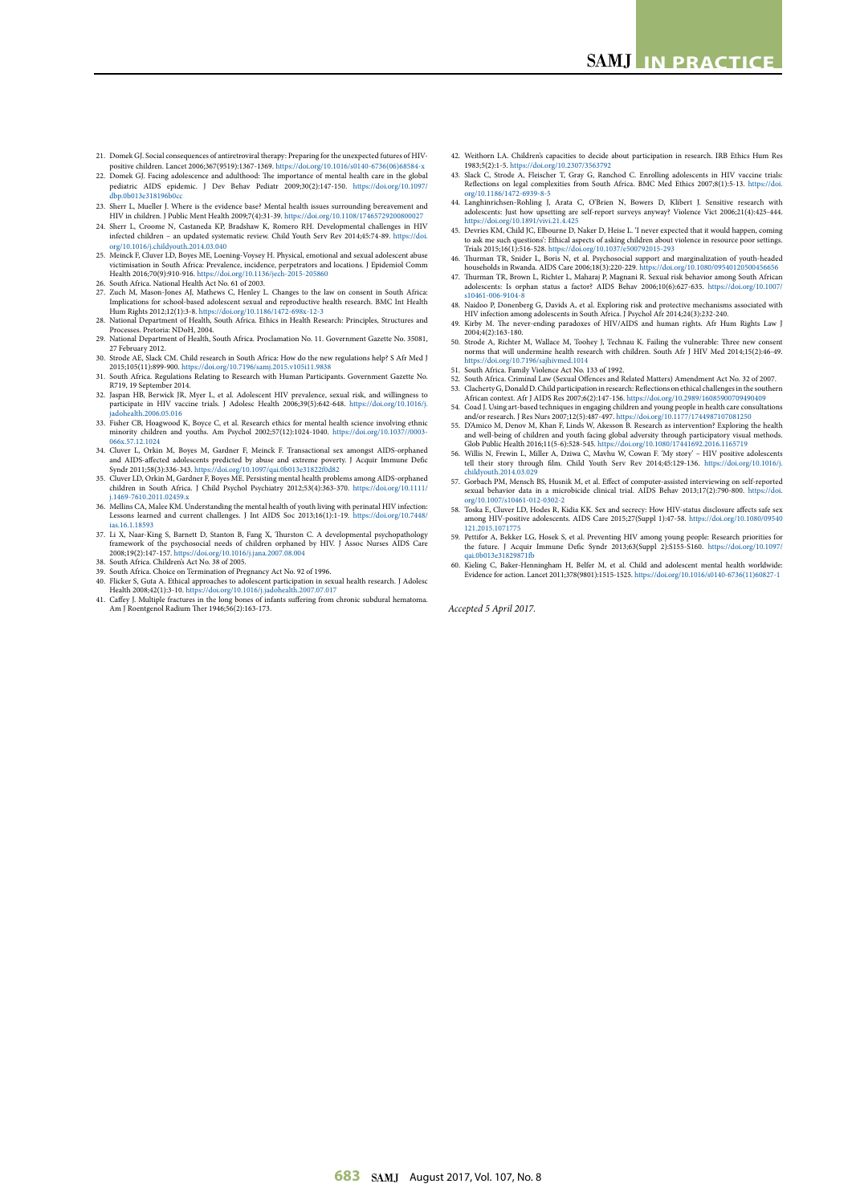21. Domek GJ. Social consequences of antiretroviral therapy: Preparing for the unexpected futures of HIV-positive children. Lancet 2006;367(9519):1367-1369. https://doi.org/10.1016/s0140-6736(06)68584-x
22. Domek GJ. Facing adolescence and adulthood: The importance of mental health care in the global pediatric AIDS epidemic. J Dev Behav Pediatr 2009;30(2):147-150. https://doi.org/10.1097/dbp.0b013e318196b0cc
23. Sherr L, Mueller J. Where is the evidence base? Mental health issues surrounding bereavement and HIV in children. J Public Ment Health 2009;7(4):31-39. https://doi.org/10.1108/17465729200800027
24. Sherr L, Croome N, Castaneda KP, Bradshaw K, Romero RH. Developmental challenges in HIV infected children – an updated systematic review. Child Youth Serv Rev 2014;45:74-89. https://doi.org/10.1016/j.childyouth.2014.03.040
25. Meinck F, Cluver LD, Boyes ME, Loening-Voysey H. Physical, emotional and sexual adolescent abuse victimisation in South Africa: Prevalence, incidence, perpetrators and locations. J Epidemiol Comm Health 2016;70(9):910-916. https://doi.org/10.1136/jech-2015-205860
26. South Africa. National Health Act No. 61 of 2003.
27. Zuch M, Mason-Jones AJ, Mathews C, Henley L. Changes to the law on consent in South Africa: Implications for school-based adolescent sexual and reproductive health research. BMC Int Health Hum Rights 2012;12(1):3-8. https://doi.org/10.1186/1472-698x-12-3
28. National Department of Health, South Africa. Ethics in Health Research: Principles, Structures and Processes. Pretoria: NDoH, 2004.
29. National Department of Health, South Africa. Proclamation No. 11. Government Gazette No. 35081, 27 February 2012.
30. Strode AE, Slack CM. Child research in South Africa: How do the new regulations help? S Afr Med J 2015;105(11):899-900. https://doi.org/10.7196/samj.2015.v105i11.9838
31. South Africa. Regulations Relating to Research with Human Participants. Government Gazette No. R719, 19 September 2014.
32. Jaspan HB, Berwick JR, Myer L, et al. Adolescent HIV prevalence, sexual risk, and willingness to participate in HIV vaccine trials. J Adolesc Health 2006;39(5):642-648. https://doi.org/10.1016/j.jadohealth.2006.05.016
33. Fisher CB, Hoagwood K, Boyce C, et al. Research ethics for mental health science involving ethnic minority children and youths. Am Psychol 2002;57(12):1024-1040. https://doi.org/10.1037//0003-066x.57.12.1024
34. Cluver L, Orkin M, Boyes M, Gardner F, Meinck F. Transactional sex amongst AIDS-orphaned and AIDS-affected adolescents predicted by abuse and extreme poverty. J Acquir Immune Defic Syndr 2011;58(3):336-343. https://doi.org/10.1097/qai.0b013e31822f0d82
35. Cluver LD, Orkin M, Gardner F, Boyes ME. Persisting mental health problems among AIDS-orphaned children in South Africa. J Child Psychol Psychiatry 2012;53(4):363-370. https://doi.org/10.1111/j.1469-7610.2011.02459.x
36. Mellins CA, Malee KM. Understanding the mental health of youth living with perinatal HIV infection: Lessons learned and current challenges. J Int AIDS Soc 2013;16(1):1-19. https://doi.org/10.7448/ias.16.1.18593
37. Li X, Naar-King S, Barnett D, Stanton B, Fang X, Thurston C. A developmental psychopathology framework of the psychosocial needs of children orphaned by HIV. J Assoc Nurses AIDS Care 2008;19(2):147-157. https://doi.org/10.1016/j.jana.2007.08.004
38. South Africa. Children's Act No. 38 of 2005.
39. South Africa. Choice on Termination of Pregnancy Act No. 92 of 1996.
40. Flicker S, Guta A. Ethical approaches to adolescent participation in sexual health research. J Adolesc Health 2008;42(1):3-10. https://doi.org/10.1016/j.jadohealth.2007.07.017
41. Caffey J. Multiple fractures in the long bones of infants suffering from chronic subdural hematoma. Am J Roentgenol Radium Ther 1946;56(2):163-173.
42. Weithorn LA. Children's capacities to decide about participation in research. IRB Ethics Hum Res 1983;5(2):1-5. https://doi.org/10.2307/3563792
43. Slack C, Strode A, Fleischer T, Gray G, Ranchod C. Enrolling adolescents in HIV vaccine trials: Reflections on legal complexities from South Africa. BMC Med Ethics 2007;8(1):5-13. https://doi.org/10.1186/1472-6939-8-5
44. Langhinrichsen-Rohling J, Arata C, O'Brien N, Bowers D, Klibert J. Sensitive research with adolescents: Just how upsetting are self-report surveys anyway? Violence Vict 2006;21(4):425-444. https://doi.org/10.1891/vivi.21.4.425
45. Devries KM, Child JC, Elbourne D, Naker D, Heise L. 'I never expected that it would happen, coming to ask me such questions': Ethical aspects of asking children about violence in resource poor settings. Trials 2015;16(1):516-528. https://doi.org/10.1037/e500792015-293
46. Thurman TR, Snider L, Boris N, et al. Psychosocial support and marginalization of youth-headed households in Rwanda. AIDS Care 2006;18(3):220-229. https://doi.org/10.1080/09540120500456656
47. Thurman TR, Brown L, Richter L, Maharaj P, Magnani R. Sexual risk behavior among South African adolescents: Is orphan status a factor? AIDS Behav 2006;10(6):627-635. https://doi.org/10.1007/s10461-006-9104-8
48. Naidoo P, Donenberg G, Davids A, et al. Exploring risk and protective mechanisms associated with HIV infection among adolescents in South Africa. J Psychol Afr 2014;24(3):232-240.
49. Kirby M. The never-ending paradoxes of HIV/AIDS and human rights. Afr Hum Rights Law J 2004;4(2):163-180.
50. Strode A, Richter M, Wallace M, Toohey J, Technau K. Failing the vulnerable: Three new consent norms that will undermine health research with children. South Afr J HIV Med 2014;15(2):46-49. https://doi.org/10.7196/sajhivmed.1014
51. South Africa. Family Violence Act No. 133 of 1992.
52. South Africa. Criminal Law (Sexual Offences and Related Matters) Amendment Act No. 32 of 2007.
53. Clacherty G, Donald D. Child participation in research: Reflections on ethical challenges in the southern African context. Afr J AIDS Res 2007;6(2):147-156. https://doi.org/10.2989/16085900709490409
54. Coad J. Using art-based techniques in engaging children and young people in health care consultations and/or research. J Res Nurs 2007;12(5):487-497. https://doi.org/10.1177/1744987107081250
55. D'Amico M, Denov M, Khan F, Linds W, Akesson B. Research as intervention? Exploring the health and well-being of children and youth facing global adversity through participatory visual methods. Glob Public Health 2016;11(5-6):528-545. https://doi.org/10.1080/17441692.2016.1165719
56. Willis N, Frewin L, Miller A, Dziwa C, Mavhu W, Cowan F. 'My story' – HIV positive adolescents tell their story through film. Child Youth Serv Rev 2014;45:129-136. https://doi.org/10.1016/j.childyouth.2014.03.029
57. Gorbach PM, Mensch BS, Husnik M, et al. Effect of computer-assisted interviewing on self-reported sexual behavior data in a microbicide clinical trial. AIDS Behav 2013;17(2):790-800. https://doi.org/10.1007/s10461-012-0302-2
58. Toska E, Cluver LD, Hodes R, Kidia KK. Sex and secrecy: How HIV-status disclosure affects safe sex among HIV-positive adolescents. AIDS Care 2015;27(Suppl 1):47-58. https://doi.org/10.1080/09540121.2015.1071775
59. Pettifor A, Bekker LG, Hosek S, et al. Preventing HIV among young people: Research priorities for the future. J Acquir Immune Defic Syndr 2013;63(Suppl 2):S155-S160. https://doi.org/10.1097/qai.0b013e31829871fb
60. Kieling C, Baker-Henningham H, Belfer M, et al. Child and adolescent mental health worldwide: Evidence for action. Lancet 2011;378(9801):1515-1525. https://doi.org/10.1016/s0140-6736(11)60827-1

*Accepted 5 April 2017.*